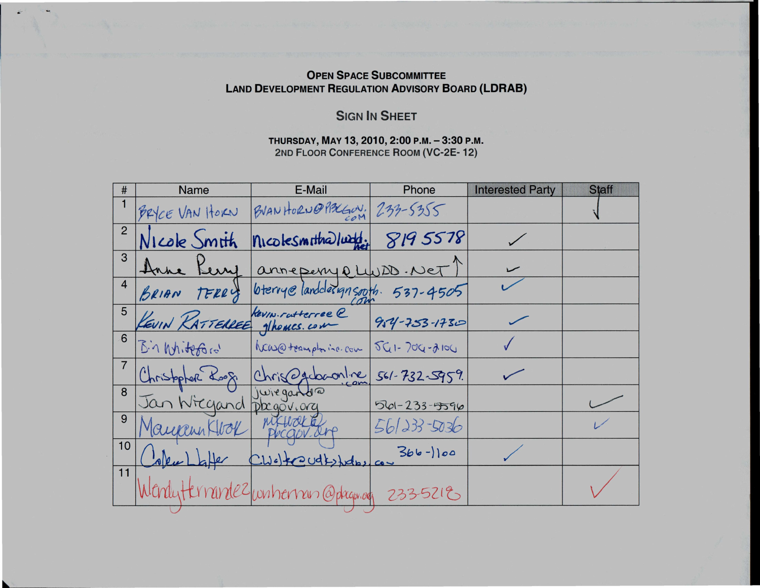**Open Space Subcommittee**
**Land Development Regulation Advisory Board (LDRAB)**

## Sign In Sheet

**Thursday, May 13, 2010, 2:00 p.m. – 3:30 p.m.**
2nd Floor Conference Room (VC-2E- 12)

| # | Name | E-Mail | Phone | Interested Party | Staff |
|---|---|---|---|---|---|
| 1 | BRYCE VAN HORN | BVANHORN@PBCGOV.COM | 233-5355 | | ✓ |
| 2 | Nicole Smith | nicolesmith@lwdd.net | 819 5578 | ✓ | |
| 3 | Anne Perry | anneperry@LWDD.NET ↑ | | ✓ | |
| 4 | BRIAN TERRY | bterry@landdesignsouth.com | 537-4505 | ✓ | |
| 5 | KEVIN RATTERREE | kevin.ratterree@glhomes.com | 954-753-1730 | ✓ | |
| 6 | Bin Whiteford | hcw@teamplaninc.com | 561-706-2106 | ✓ | |
| 7 | Christopher Roog | chris@gdoconline.com | 561-732-5959 | ✓ | |
| 8 | Jon Wiegand | jwiegand@pbcgov.org | 561-233-5596 | | ✓ |
| 9 | Maureen Kwok | mkwok@pbcgov.org | 561 233-5036 | | ✓ |
| 10 | Colleen Walter | cwalter@udkstudios.com | 366-1100 | ✓ | |
| 11 | Wendy Hernandez | wnhernan@pbcgov.org | 233-5218 | | ✓ |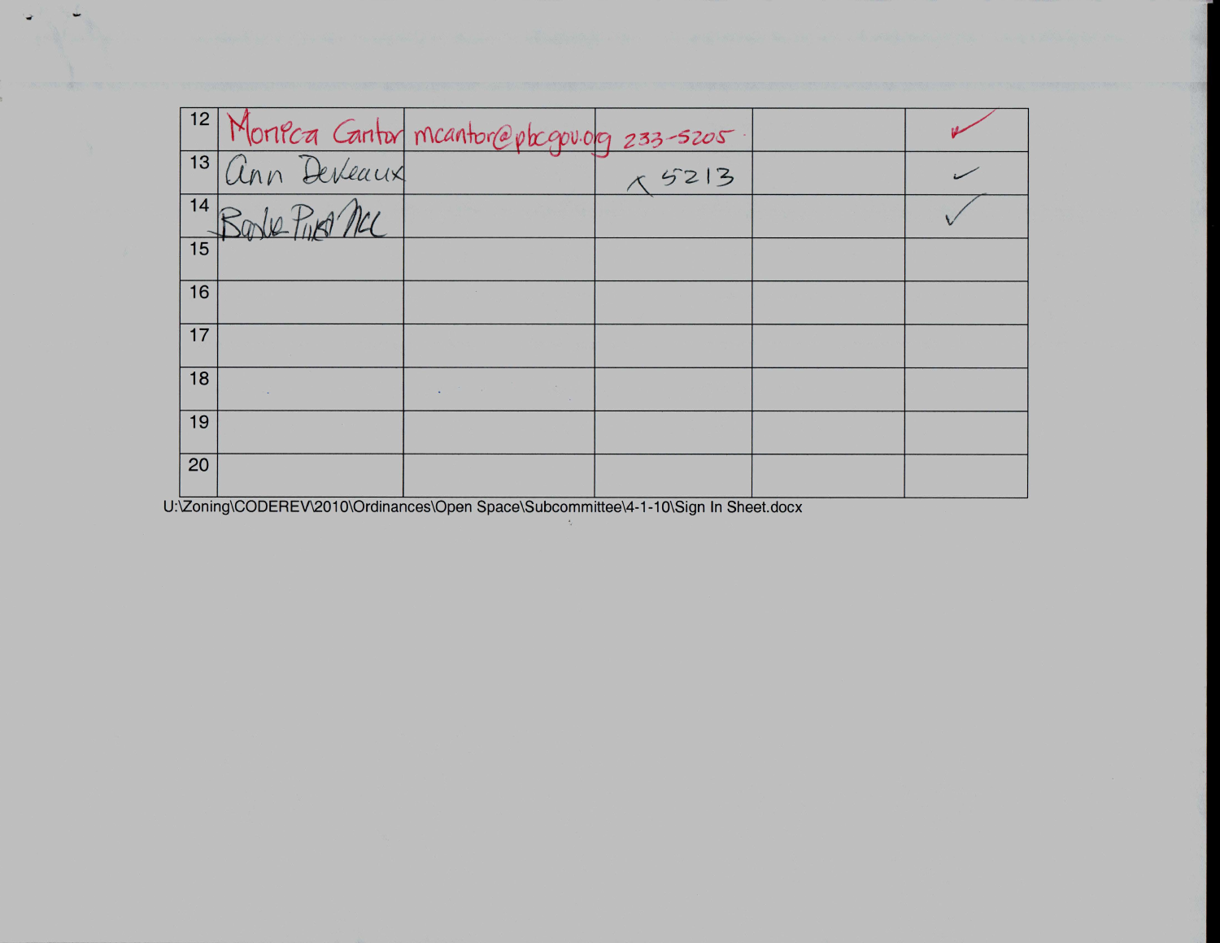| | | | | | |
|---|---|---|---|---|---|
| 12 | Monica Cantor | mcantor@pbcgov.org | 233-5205 | | ✓ |
| 13 | Ann DeVeaux | | x 5213 | | ✓ |
| 14 | Barbara Pimm'McC | | | | ✓ |
| 15 | | | | | |
| 16 | | | | | |
| 17 | | | | | |
| 18 | | | | | |
| 19 | | | | | |
| 20 | | | | | |

U:\Zoning\CODEREV\2010\Ordinances\Open Space\Subcommittee\4-1-10\Sign In Sheet.docx